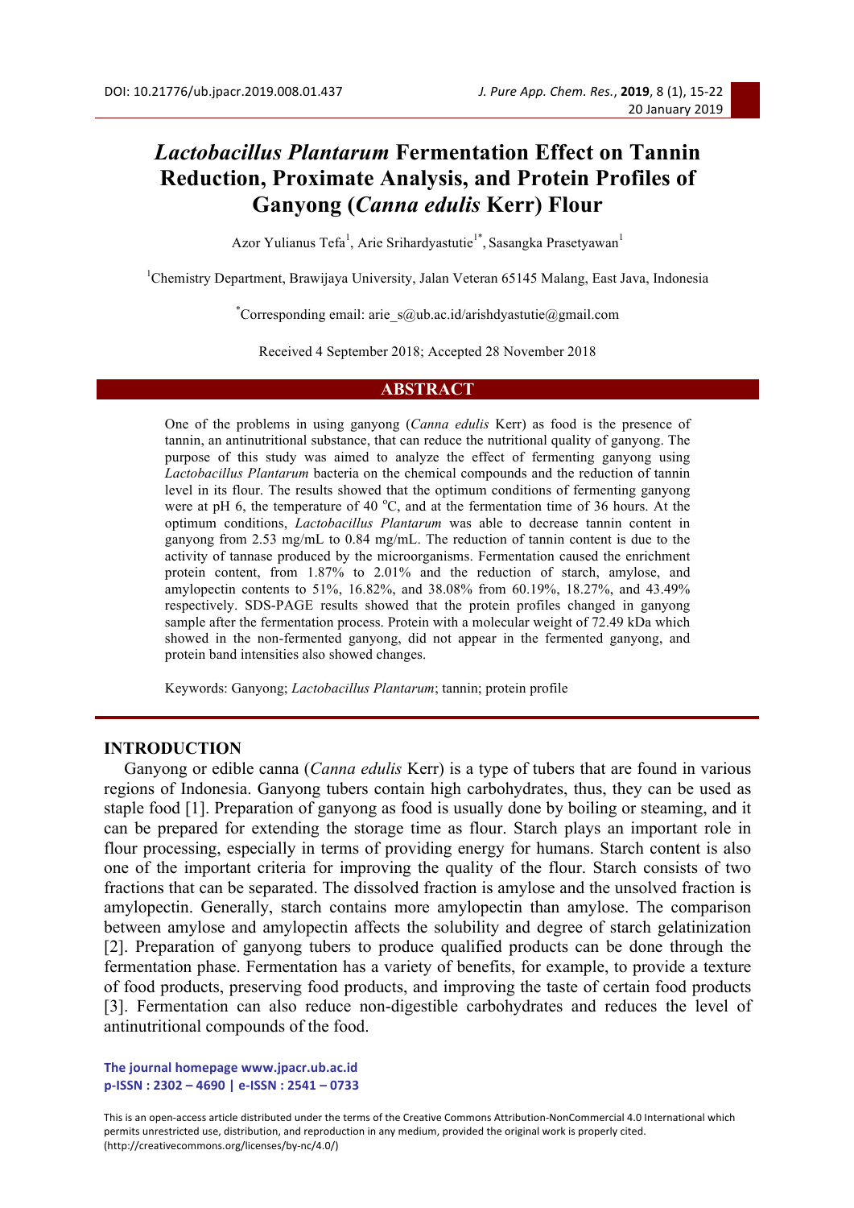# *Lactobacillus Plantarum* Fermentation Effect on Tannin Reduction, Proximate Analysis, and Protein Profiles of Ganyong (*Canna edulis* Kerr) Flour

Azor Yulianus Tefa[1], Arie Srihardyastutie[1*], Sasangka Prasetyawan[1]

[1]Chemistry Department, Brawijaya University, Jalan Veteran 65145 Malang, East Java, Indonesia

[*]Corresponding email: arie_s@ub.ac.id/arishdyastutie@gmail.com

Received 4 September 2018; Accepted 28 November 2018

## ABSTRACT

One of the problems in using ganyong (*Canna edulis* Kerr) as food is the presence of tannin, an antinutritional substance, that can reduce the nutritional quality of ganyong. The purpose of this study was aimed to analyze the effect of fermenting ganyong using *Lactobacillus Plantarum* bacteria on the chemical compounds and the reduction of tannin level in its flour. The results showed that the optimum conditions of fermenting ganyong were at pH 6, the temperature of 40 °C, and at the fermentation time of 36 hours. At the optimum conditions, *Lactobacillus Plantarum* was able to decrease tannin content in ganyong from 2.53 mg/mL to 0.84 mg/mL. The reduction of tannin content is due to the activity of tannase produced by the microorganisms. Fermentation caused the enrichment protein content, from 1.87% to 2.01% and the reduction of starch, amylose, and amylopectin contents to 51%, 16.82%, and 38.08% from 60.19%, 18.27%, and 43.49% respectively. SDS-PAGE results showed that the protein profiles changed in ganyong sample after the fermentation process. Protein with a molecular weight of 72.49 kDa which showed in the non-fermented ganyong, did not appear in the fermented ganyong, and protein band intensities also showed changes.

Keywords: Ganyong; *Lactobacillus Plantarum*; tannin; protein profile

## INTRODUCTION

Ganyong or edible canna (*Canna edulis* Kerr) is a type of tubers that are found in various regions of Indonesia. Ganyong tubers contain high carbohydrates, thus, they can be used as staple food [1]. Preparation of ganyong as food is usually done by boiling or steaming, and it can be prepared for extending the storage time as flour. Starch plays an important role in flour processing, especially in terms of providing energy for humans. Starch content is also one of the important criteria for improving the quality of the flour. Starch consists of two fractions that can be separated. The dissolved fraction is amylose and the unsolved fraction is amylopectin. Generally, starch contains more amylopectin than amylose. The comparison between amylose and amylopectin affects the solubility and degree of starch gelatinization [2]. Preparation of ganyong tubers to produce qualified products can be done through the fermentation phase. Fermentation has a variety of benefits, for example, to provide a texture of food products, preserving food products, and improving the taste of certain food products [3]. Fermentation can also reduce non-digestible carbohydrates and reduces the level of antinutritional compounds of the food.

**The journal homepage www.jpacr.ub.ac.id**
**p-ISSN : 2302 – 4690 | e-ISSN : 2541 – 0733**

This is an open-access article distributed under the terms of the Creative Commons Attribution-NonCommercial 4.0 International which permits unrestricted use, distribution, and reproduction in any medium, provided the original work is properly cited. (http://creativecommons.org/licenses/by-nc/4.0/)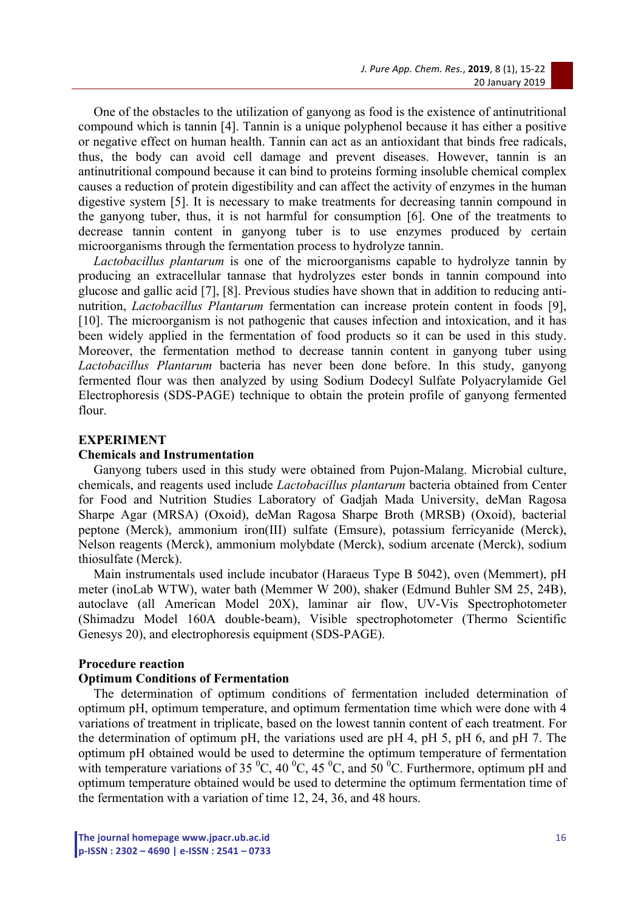One of the obstacles to the utilization of ganyong as food is the existence of antinutritional compound which is tannin [4]. Tannin is a unique polyphenol because it has either a positive or negative effect on human health. Tannin can act as an antioxidant that binds free radicals, thus, the body can avoid cell damage and prevent diseases. However, tannin is an antinutritional compound because it can bind to proteins forming insoluble chemical complex causes a reduction of protein digestibility and can affect the activity of enzymes in the human digestive system [5]. It is necessary to make treatments for decreasing tannin compound in the ganyong tuber, thus, it is not harmful for consumption [6]. One of the treatments to decrease tannin content in ganyong tuber is to use enzymes produced by certain microorganisms through the fermentation process to hydrolyze tannin.

*Lactobacillus plantarum* is one of the microorganisms capable to hydrolyze tannin by producing an extracellular tannase that hydrolyzes ester bonds in tannin compound into glucose and gallic acid [7], [8]. Previous studies have shown that in addition to reducing anti-nutrition, *Lactobacillus Plantarum* fermentation can increase protein content in foods [9], [10]. The microorganism is not pathogenic that causes infection and intoxication, and it has been widely applied in the fermentation of food products so it can be used in this study. Moreover, the fermentation method to decrease tannin content in ganyong tuber using *Lactobacillus Plantarum* bacteria has never been done before. In this study, ganyong fermented flour was then analyzed by using Sodium Dodecyl Sulfate Polyacrylamide Gel Electrophoresis (SDS-PAGE) technique to obtain the protein profile of ganyong fermented flour.

## EXPERIMENT

### Chemicals and Instrumentation

Ganyong tubers used in this study were obtained from Pujon-Malang. Microbial culture, chemicals, and reagents used include *Lactobacillus plantarum* bacteria obtained from Center for Food and Nutrition Studies Laboratory of Gadjah Mada University, deMan Ragosa Sharpe Agar (MRSA) (Oxoid), deMan Ragosa Sharpe Broth (MRSB) (Oxoid), bacterial peptone (Merck), ammonium iron(III) sulfate (Emsure), potassium ferricyanide (Merck), Nelson reagents (Merck), ammonium molybdate (Merck), sodium arcenate (Merck), sodium thiosulfate (Merck).

Main instrumentals used include incubator (Haraeus Type B 5042), oven (Memmert), pH meter (inoLab WTW), water bath (Memmer W 200), shaker (Edmund Buhler SM 25, 24B), autoclave (all American Model 20X), laminar air flow, UV-Vis Spectrophotometer (Shimadzu Model 160A double-beam), Visible spectrophotometer (Thermo Scientific Genesys 20), and electrophoresis equipment (SDS-PAGE).

### Procedure reaction

### Optimum Conditions of Fermentation

The determination of optimum conditions of fermentation included determination of optimum pH, optimum temperature, and optimum fermentation time which were done with 4 variations of treatment in triplicate, based on the lowest tannin content of each treatment. For the determination of optimum pH, the variations used are pH 4, pH 5, pH 6, and pH 7. The optimum pH obtained would be used to determine the optimum temperature of fermentation with temperature variations of 35 $^0$C, 40 $^0$C, 45 $^0$C, and 50 $^0$C. Furthermore, optimum pH and optimum temperature obtained would be used to determine the optimum fermentation time of the fermentation with a variation of time 12, 24, 36, and 48 hours.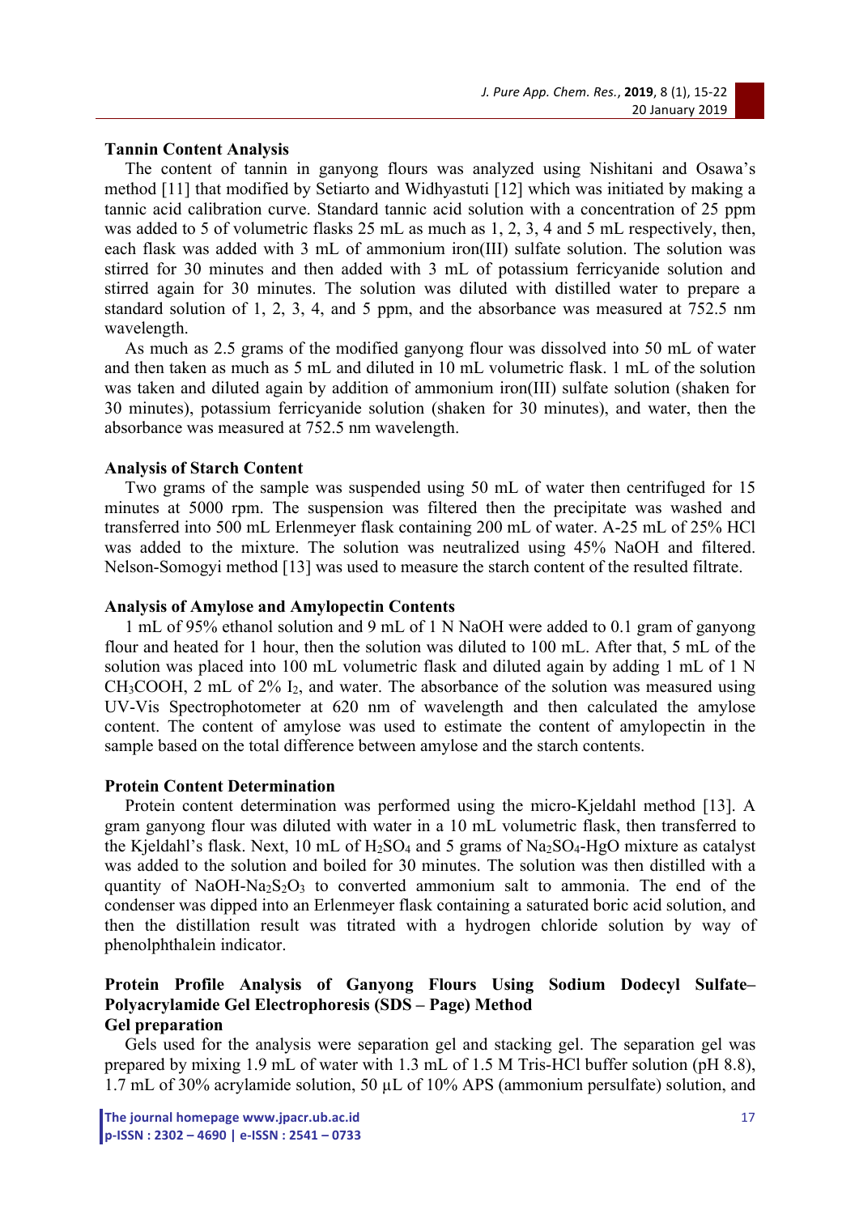### Tannin Content Analysis

The content of tannin in ganyong flours was analyzed using Nishitani and Osawa's method [11] that modified by Setiarto and Widhyastuti [12] which was initiated by making a tannic acid calibration curve. Standard tannic acid solution with a concentration of 25 ppm was added to 5 of volumetric flasks 25 mL as much as 1, 2, 3, 4 and 5 mL respectively, then, each flask was added with 3 mL of ammonium iron(III) sulfate solution. The solution was stirred for 30 minutes and then added with 3 mL of potassium ferricyanide solution and stirred again for 30 minutes. The solution was diluted with distilled water to prepare a standard solution of 1, 2, 3, 4, and 5 ppm, and the absorbance was measured at 752.5 nm wavelength.

As much as 2.5 grams of the modified ganyong flour was dissolved into 50 mL of water and then taken as much as 5 mL and diluted in 10 mL volumetric flask. 1 mL of the solution was taken and diluted again by addition of ammonium iron(III) sulfate solution (shaken for 30 minutes), potassium ferricyanide solution (shaken for 30 minutes), and water, then the absorbance was measured at 752.5 nm wavelength.

### Analysis of Starch Content

Two grams of the sample was suspended using 50 mL of water then centrifuged for 15 minutes at 5000 rpm. The suspension was filtered then the precipitate was washed and transferred into 500 mL Erlenmeyer flask containing 200 mL of water. A-25 mL of 25% HCl was added to the mixture. The solution was neutralized using 45% NaOH and filtered. Nelson-Somogyi method [13] was used to measure the starch content of the resulted filtrate.

### Analysis of Amylose and Amylopectin Contents

1 mL of 95% ethanol solution and 9 mL of 1 N NaOH were added to 0.1 gram of ganyong flour and heated for 1 hour, then the solution was diluted to 100 mL. After that, 5 mL of the solution was placed into 100 mL volumetric flask and diluted again by adding 1 mL of 1 N $CH_3COOH$, 2 mL of 2% $I_2$, and water. The absorbance of the solution was measured using UV-Vis Spectrophotometer at 620 nm of wavelength and then calculated the amylose content. The content of amylose was used to estimate the content of amylopectin in the sample based on the total difference between amylose and the starch contents.

### Protein Content Determination

Protein content determination was performed using the micro-Kjeldahl method [13]. A gram ganyong flour was diluted with water in a 10 mL volumetric flask, then transferred to the Kjeldahl's flask. Next, 10 mL of $H_2SO_4$ and 5 grams of $Na_2SO_4$-HgO mixture as catalyst was added to the solution and boiled for 30 minutes. The solution was then distilled with a quantity of NaOH-$Na_2S_2O_3$ to converted ammonium salt to ammonia. The end of the condenser was dipped into an Erlenmeyer flask containing a saturated boric acid solution, and then the distillation result was titrated with a hydrogen chloride solution by way of phenolphthalein indicator.

### Protein Profile Analysis of Ganyong Flours Using Sodium Dodecyl Sulfate–Polyacrylamide Gel Electrophoresis (SDS – Page) Method

#### Gel preparation

Gels used for the analysis were separation gel and stacking gel. The separation gel was prepared by mixing 1.9 mL of water with 1.3 mL of 1.5 M Tris-HCl buffer solution (pH 8.8), 1.7 mL of 30% acrylamide solution, 50 µL of 10% APS (ammonium persulfate) solution, and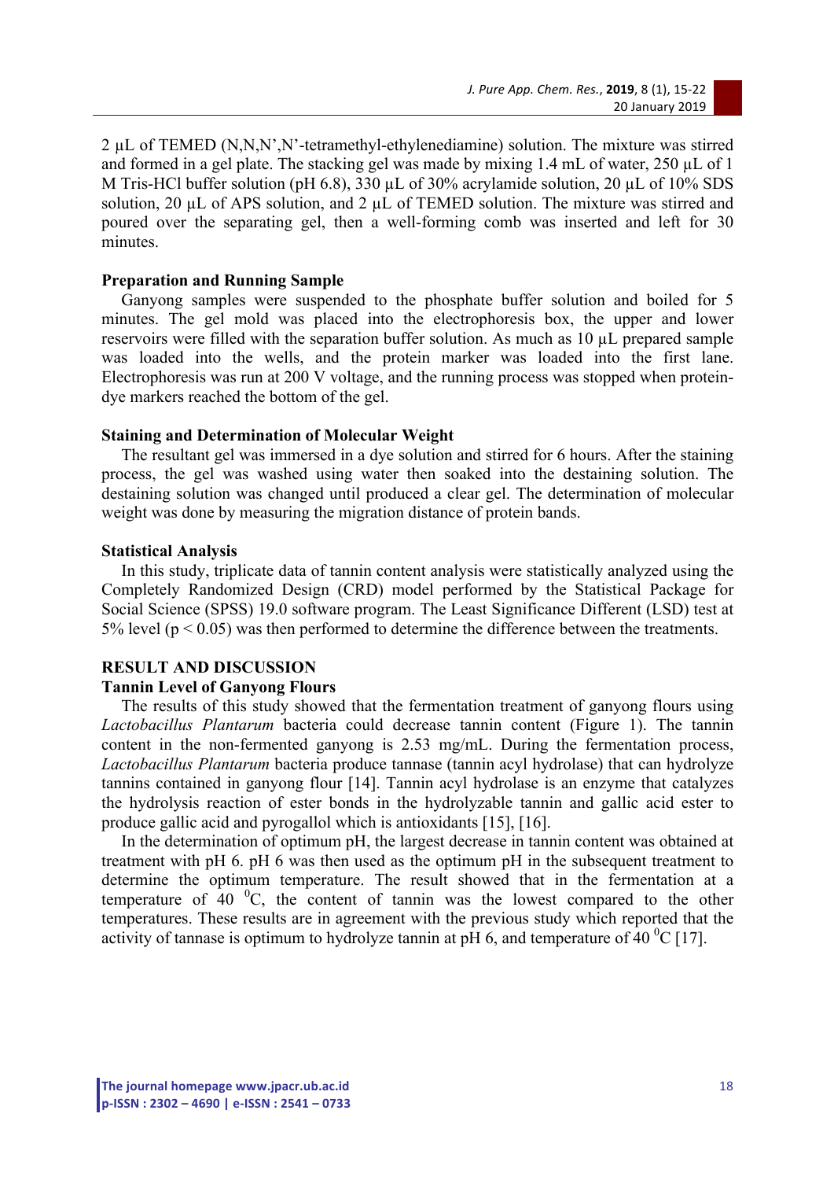2 μL of TEMED (N,N,N',N'-tetramethyl-ethylenediamine) solution. The mixture was stirred and formed in a gel plate. The stacking gel was made by mixing 1.4 mL of water, 250 μL of 1 M Tris-HCl buffer solution (pH 6.8), 330 μL of 30% acrylamide solution, 20 μL of 10% SDS solution, 20 μL of APS solution, and 2 μL of TEMED solution. The mixture was stirred and poured over the separating gel, then a well-forming comb was inserted and left for 30 minutes.

**Preparation and Running Sample**

Ganyong samples were suspended to the phosphate buffer solution and boiled for 5 minutes. The gel mold was placed into the electrophoresis box, the upper and lower reservoirs were filled with the separation buffer solution. As much as 10 μL prepared sample was loaded into the wells, and the protein marker was loaded into the first lane. Electrophoresis was run at 200 V voltage, and the running process was stopped when protein-dye markers reached the bottom of the gel.

**Staining and Determination of Molecular Weight**

The resultant gel was immersed in a dye solution and stirred for 6 hours. After the staining process, the gel was washed using water then soaked into the destaining solution. The destaining solution was changed until produced a clear gel. The determination of molecular weight was done by measuring the migration distance of protein bands.

**Statistical Analysis**

In this study, triplicate data of tannin content analysis were statistically analyzed using the Completely Randomized Design (CRD) model performed by the Statistical Package for Social Science (SPSS) 19.0 software program. The Least Significance Different (LSD) test at 5% level ($p < 0.05$) was then performed to determine the difference between the treatments.

## RESULT AND DISCUSSION

### Tannin Level of Ganyong Flours

The results of this study showed that the fermentation treatment of ganyong flours using *Lactobacillus Plantarum* bacteria could decrease tannin content (Figure 1). The tannin content in the non-fermented ganyong is 2.53 mg/mL. During the fermentation process, *Lactobacillus Plantarum* bacteria produce tannase (tannin acyl hydrolase) that can hydrolyze tannins contained in ganyong flour [14]. Tannin acyl hydrolase is an enzyme that catalyzes the hydrolysis reaction of ester bonds in the hydrolyzable tannin and gallic acid ester to produce gallic acid and pyrogallol which is antioxidants [15], [16].

In the determination of optimum pH, the largest decrease in tannin content was obtained at treatment with pH 6. pH 6 was then used as the optimum pH in the subsequent treatment to determine the optimum temperature. The result showed that in the fermentation at a temperature of 40 $^0$C, the content of tannin was the lowest compared to the other temperatures. These results are in agreement with the previous study which reported that the activity of tannase is optimum to hydrolyze tannin at pH 6, and temperature of 40 $^0$C [17].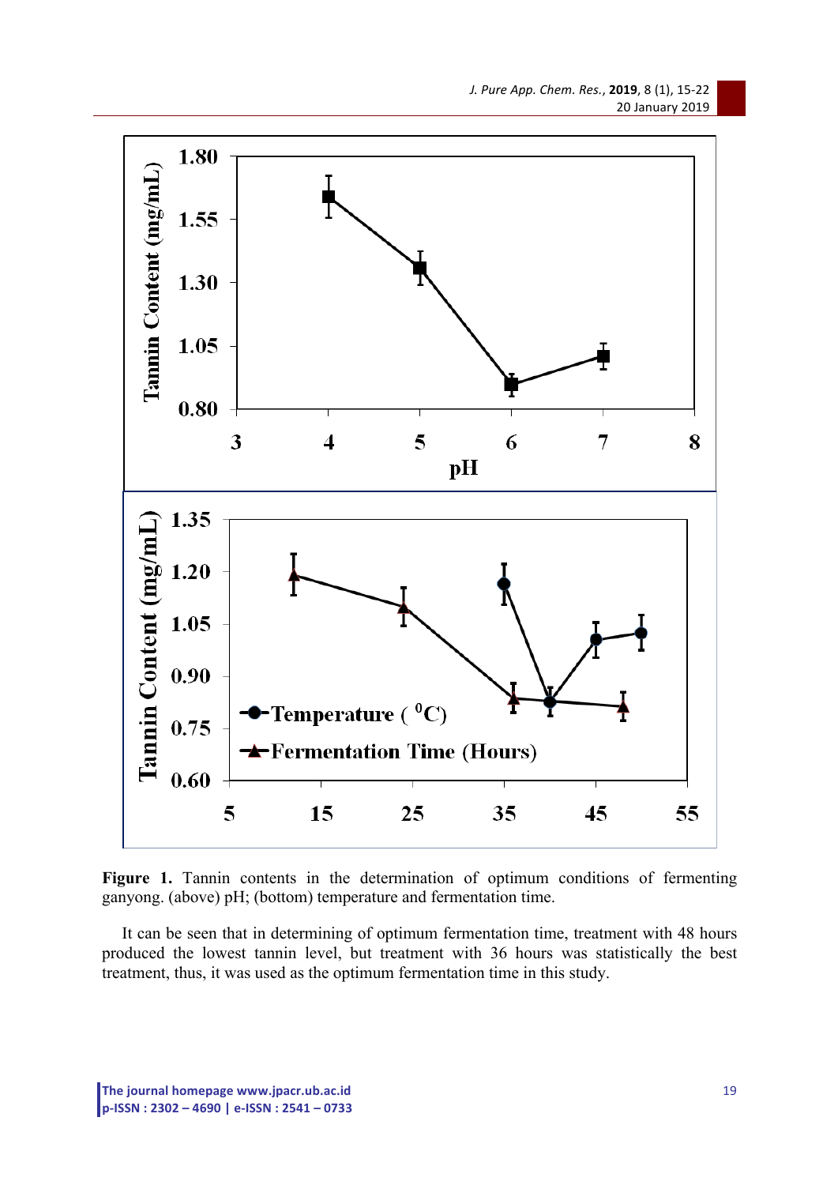**Figure 1.** Tannin contents in the determination of optimum conditions of fermenting ganyong. (above) pH; (bottom) temperature and fermentation time.

It can be seen that in determining of optimum fermentation time, treatment with 48 hours produced the lowest tannin level, but treatment with 36 hours was statistically the best treatment, thus, it was used as the optimum fermentation time in this study.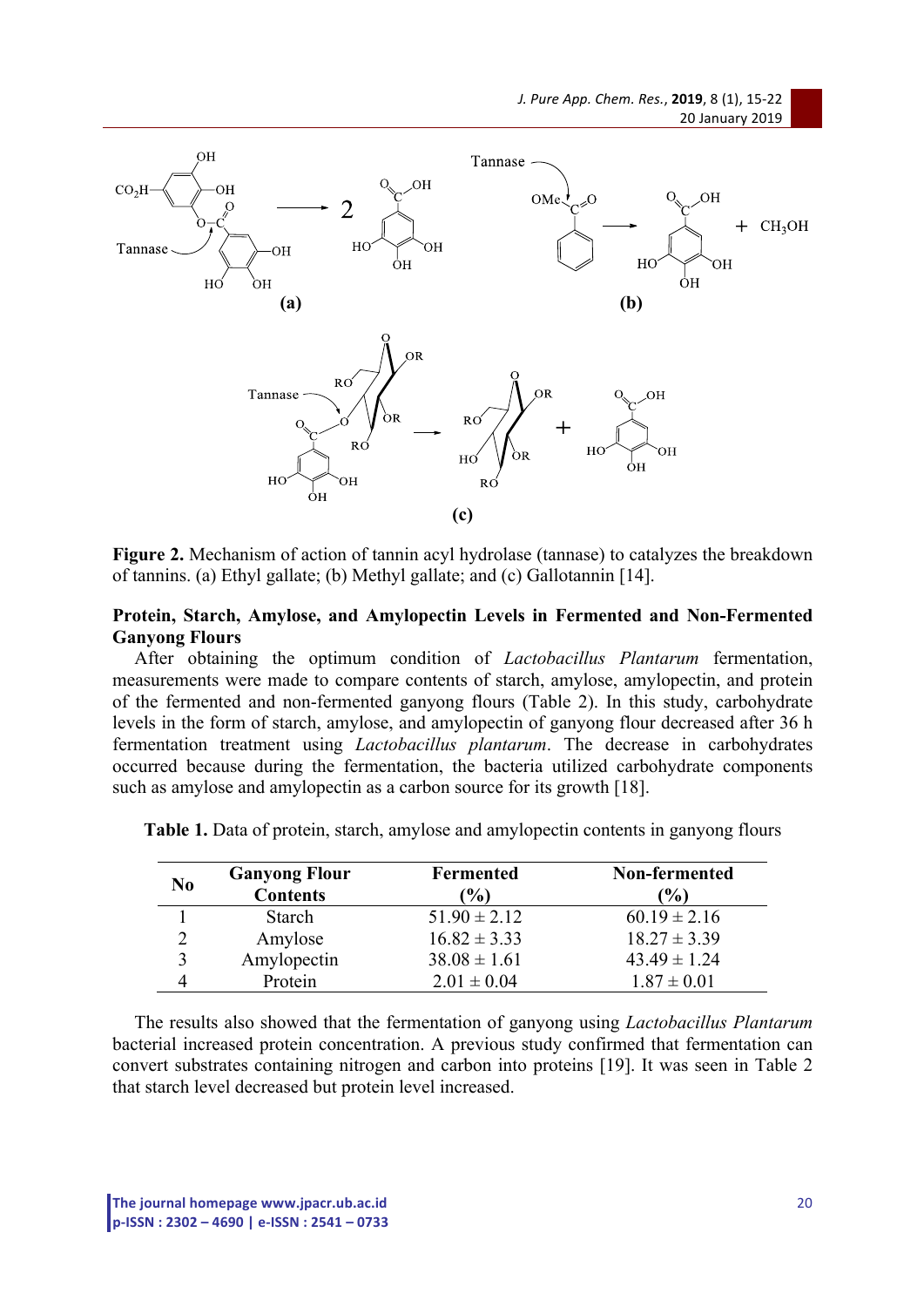Figure 2. Mechanism of action of tannin acyl hydrolase (tannase) to catalyzes the breakdown of tannins. (a) Ethyl gallate; (b) Methyl gallate; and (c) Gallotannin [14].

**Protein, Starch, Amylose, and Amylopectin Levels in Fermented and Non-Fermented Ganyong Flours**

After obtaining the optimum condition of *Lactobacillus Plantarum* fermentation, measurements were made to compare contents of starch, amylose, amylopectin, and protein of the fermented and non-fermented ganyong flours (Table 2). In this study, carbohydrate levels in the form of starch, amylose, and amylopectin of ganyong flour decreased after 36 h fermentation treatment using *Lactobacillus plantarum*. The decrease in carbohydrates occurred because during the fermentation, the bacteria utilized carbohydrate components such as amylose and amylopectin as a carbon source for its growth [18].

**Table 1.** Data of protein, starch, amylose and amylopectin contents in ganyong flours

| No | Ganyong Flour Contents | Fermented (%) | Non-fermented (%) |
|---|---|---|---|
| 1 | Starch | 51.90 ± 2.12 | 60.19 ± 2.16 |
| 2 | Amylose | 16.82 ± 3.33 | 18.27 ± 3.39 |
| 3 | Amylopectin | 38.08 ± 1.61 | 43.49 ± 1.24 |
| 4 | Protein | 2.01 ± 0.04 | 1.87 ± 0.01 |

The results also showed that the fermentation of ganyong using *Lactobacillus Plantarum* bacterial increased protein concentration. A previous study confirmed that fermentation can convert substrates containing nitrogen and carbon into proteins [19]. It was seen in Table 2 that starch level decreased but protein level increased.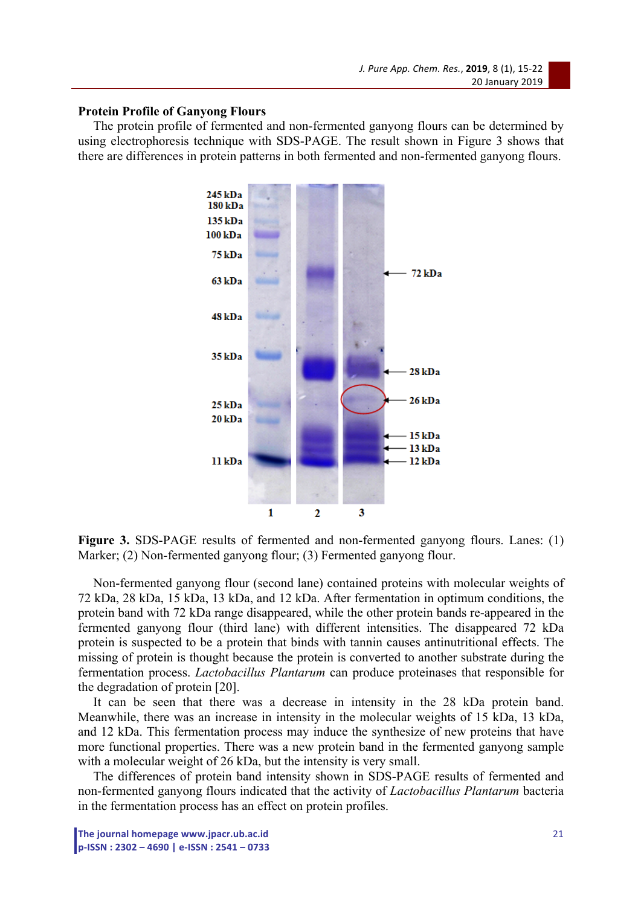**Protein Profile of Ganyong Flours**

The protein profile of fermented and non-fermented ganyong flours can be determined by using electrophoresis technique with SDS-PAGE. The result shown in Figure 3 shows that there are differences in protein patterns in both fermented and non-fermented ganyong flours.

**Figure 3.** SDS-PAGE results of fermented and non-fermented ganyong flours. Lanes: (1) Marker; (2) Non-fermented ganyong flour; (3) Fermented ganyong flour.

Non-fermented ganyong flour (second lane) contained proteins with molecular weights of 72 kDa, 28 kDa, 15 kDa, 13 kDa, and 12 kDa. After fermentation in optimum conditions, the protein band with 72 kDa range disappeared, while the other protein bands re-appeared in the fermented ganyong flour (third lane) with different intensities. The disappeared 72 kDa protein is suspected to be a protein that binds with tannin causes antinutritional effects. The missing of protein is thought because the protein is converted to another substrate during the fermentation process. *Lactobacillus Plantarum* can produce proteinases that responsible for the degradation of protein [20].

It can be seen that there was a decrease in intensity in the 28 kDa protein band. Meanwhile, there was an increase in intensity in the molecular weights of 15 kDa, 13 kDa, and 12 kDa. This fermentation process may induce the synthesize of new proteins that have more functional properties. There was a new protein band in the fermented ganyong sample with a molecular weight of 26 kDa, but the intensity is very small.

The differences of protein band intensity shown in SDS-PAGE results of fermented and non-fermented ganyong flours indicated that the activity of *Lactobacillus Plantarum* bacteria in the fermentation process has an effect on protein profiles.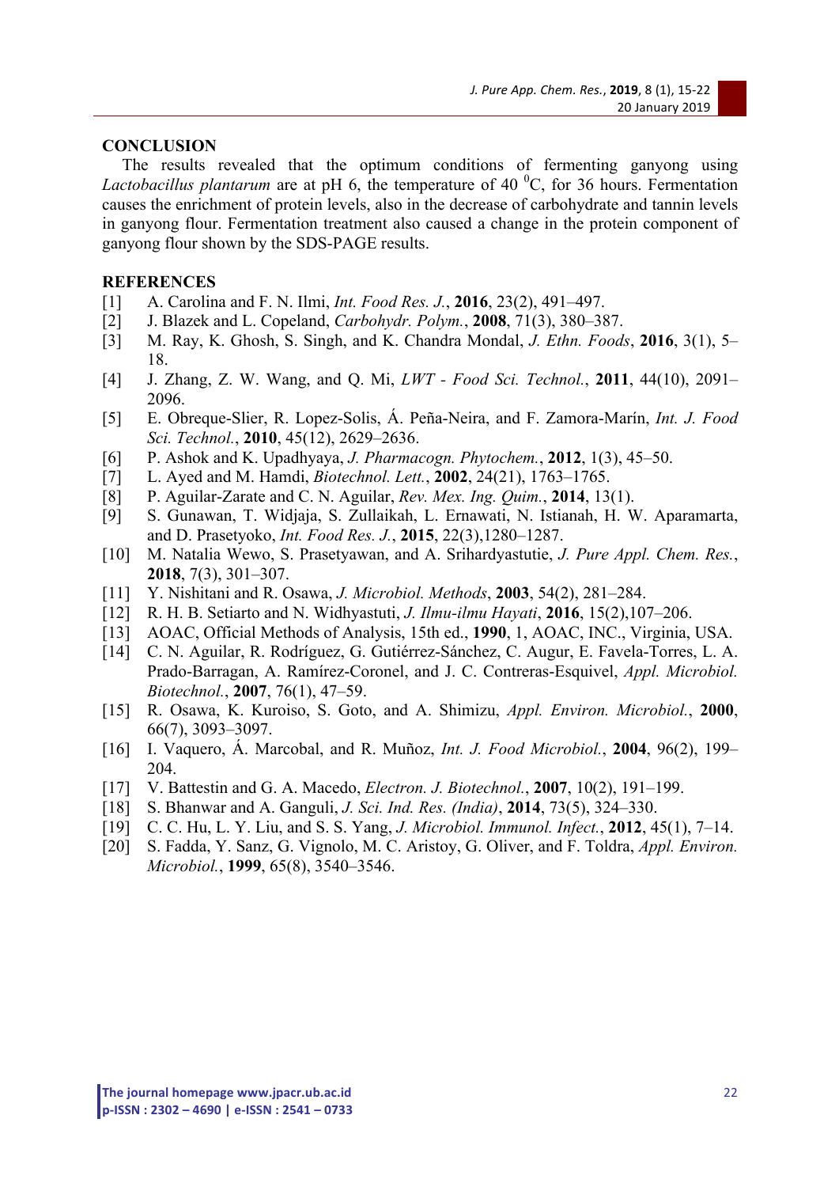## CONCLUSION

The results revealed that the optimum conditions of fermenting ganyong using *Lactobacillus plantarum* are at pH 6, the temperature of 40 $^0$C, for 36 hours. Fermentation causes the enrichment of protein levels, also in the decrease of carbohydrate and tannin levels in ganyong flour. Fermentation treatment also caused a change in the protein component of ganyong flour shown by the SDS-PAGE results.

## REFERENCES

[1] A. Carolina and F. N. Ilmi, *Int. Food Res. J.*, **2016**, 23(2), 491–497.
[2] J. Blazek and L. Copeland, *Carbohydr. Polym.*, **2008**, 71(3), 380–387.
[3] M. Ray, K. Ghosh, S. Singh, and K. Chandra Mondal, *J. Ethn. Foods*, **2016**, 3(1), 5–18.
[4] J. Zhang, Z. W. Wang, and Q. Mi, *LWT - Food Sci. Technol.*, **2011**, 44(10), 2091–2096.
[5] E. Obreque-Slier, R. Lopez-Solis, Á. Peña-Neira, and F. Zamora-Marín, *Int. J. Food Sci. Technol.*, **2010**, 45(12), 2629–2636.
[6] P. Ashok and K. Upadhyaya, *J. Pharmacogn. Phytochem.*, **2012**, 1(3), 45–50.
[7] L. Ayed and M. Hamdi, *Biotechnol. Lett.*, **2002**, 24(21), 1763–1765.
[8] P. Aguilar-Zarate and C. N. Aguilar, *Rev. Mex. Ing. Quim.*, **2014**, 13(1).
[9] S. Gunawan, T. Widjaja, S. Zullaikah, L. Ernawati, N. Istianah, H. W. Aparamarta, and D. Prasetyoko, *Int. Food Res. J.*, **2015**, 22(3),1280–1287.
[10] M. Natalia Wewo, S. Prasetyawan, and A. Srihardyastutie, *J. Pure Appl. Chem. Res.*, **2018**, 7(3), 301–307.
[11] Y. Nishitani and R. Osawa, *J. Microbiol. Methods*, **2003**, 54(2), 281–284.
[12] R. H. B. Setiarto and N. Widhyastuti, *J. Ilmu-ilmu Hayati*, **2016**, 15(2),107–206.
[13] AOAC, Official Methods of Analysis, 15th ed., **1990**, 1, AOAC, INC., Virginia, USA.
[14] C. N. Aguilar, R. Rodríguez, G. Gutiérrez-Sánchez, C. Augur, E. Favela-Torres, L. A. Prado-Barragan, A. Ramírez-Coronel, and J. C. Contreras-Esquivel, *Appl. Microbiol. Biotechnol.*, **2007**, 76(1), 47–59.
[15] R. Osawa, K. Kuroiso, S. Goto, and A. Shimizu, *Appl. Environ. Microbiol.*, **2000**, 66(7), 3093–3097.
[16] I. Vaquero, Á. Marcobal, and R. Muñoz, *Int. J. Food Microbiol.*, **2004**, 96(2), 199–204.
[17] V. Battestin and G. A. Macedo, *Electron. J. Biotechnol.*, **2007**, 10(2), 191–199.
[18] S. Bhanwar and A. Ganguli, *J. Sci. Ind. Res. (India)*, **2014**, 73(5), 324–330.
[19] C. C. Hu, L. Y. Liu, and S. S. Yang, *J. Microbiol. Immunol. Infect.*, **2012**, 45(1), 7–14.
[20] S. Fadda, Y. Sanz, G. Vignolo, M. C. Aristoy, G. Oliver, and F. Toldra, *Appl. Environ. Microbiol.*, **1999**, 65(8), 3540–3546.